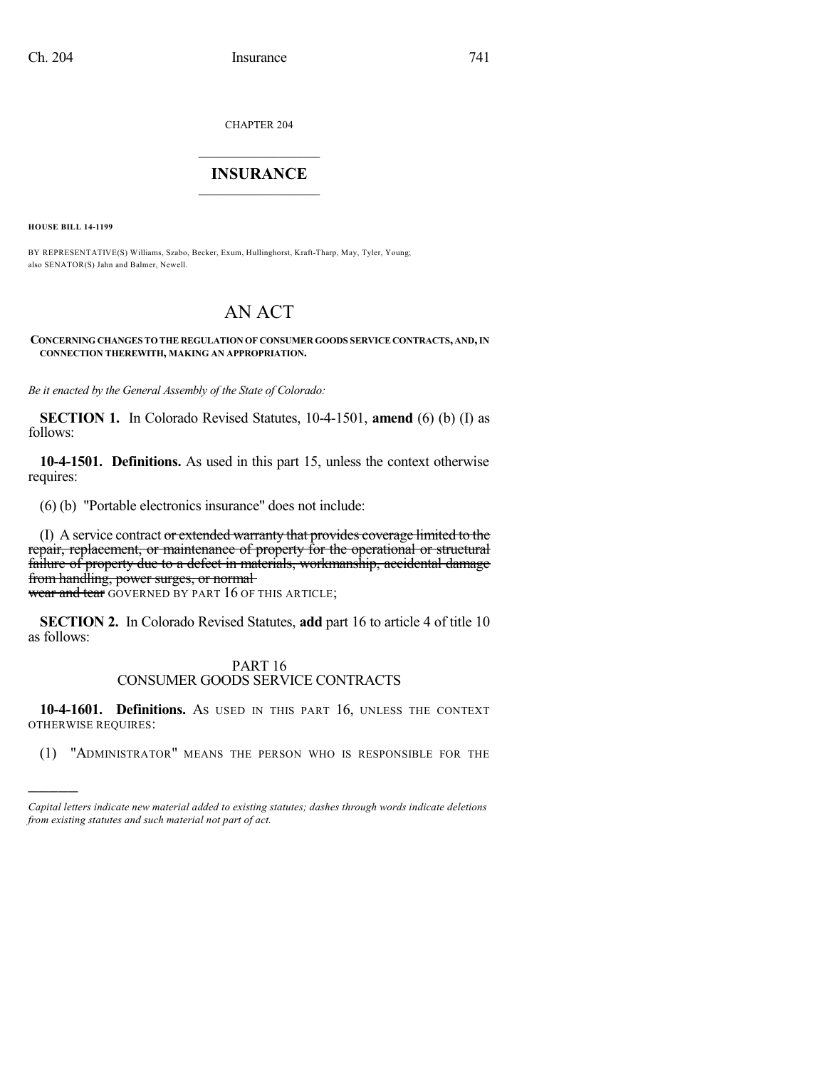CHAPTER 204

# INSURANCE

**HOUSE BILL 14-1199**

BY REPRESENTATIVE(S) Williams, Szabo, Becker, Exum, Hullinghorst, Kraft-Tharp, May, Tyler, Young; also SENATOR(S) Jahn and Balmer, Newell.

# AN ACT

**CONCERNING CHANGES TO THE REGULATION OF CONSUMER GOODS SERVICE CONTRACTS, AND, IN CONNECTION THEREWITH, MAKING AN APPROPRIATION.**

*Be it enacted by the General Assembly of the State of Colorado:*

**SECTION 1.** In Colorado Revised Statutes, 10-4-1501, **amend** (6) (b) (I) as follows:

**10-4-1501. Definitions.** As used in this part 15, unless the context otherwise requires:

(6) (b) "Portable electronics insurance" does not include:

(I) A service contract ~~or extended warranty that provides coverage limited to the repair, replacement, or maintenance of property for the operational or structural failure of property due to a defect in materials, workmanship, accidental damage from handling, power surges, or normal wear and tear~~ GOVERNED BY PART 16 OF THIS ARTICLE;

**SECTION 2.** In Colorado Revised Statutes, **add** part 16 to article 4 of title 10 as follows:

PART 16
CONSUMER GOODS SERVICE CONTRACTS

**10-4-1601. Definitions.** AS USED IN THIS PART 16, UNLESS THE CONTEXT OTHERWISE REQUIRES:

(1) "ADMINISTRATOR" MEANS THE PERSON WHO IS RESPONSIBLE FOR THE

---

*Capital letters indicate new material added to existing statutes; dashes through words indicate deletions from existing statutes and such material not part of act.*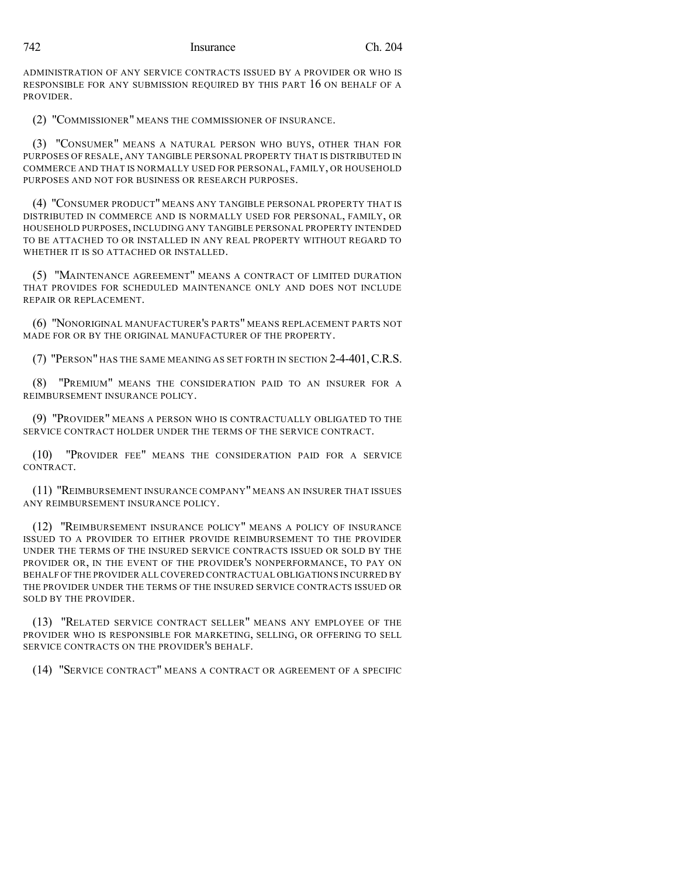ADMINISTRATION OF ANY SERVICE CONTRACTS ISSUED BY A PROVIDER OR WHO IS RESPONSIBLE FOR ANY SUBMISSION REQUIRED BY THIS PART 16 ON BEHALF OF A PROVIDER.

(2) "COMMISSIONER" MEANS THE COMMISSIONER OF INSURANCE.

(3) "CONSUMER" MEANS A NATURAL PERSON WHO BUYS, OTHER THAN FOR PURPOSES OF RESALE, ANY TANGIBLE PERSONAL PROPERTY THAT IS DISTRIBUTED IN COMMERCE AND THAT IS NORMALLY USED FOR PERSONAL, FAMILY, OR HOUSEHOLD PURPOSES AND NOT FOR BUSINESS OR RESEARCH PURPOSES.

(4) "CONSUMER PRODUCT" MEANS ANY TANGIBLE PERSONAL PROPERTY THAT IS DISTRIBUTED IN COMMERCE AND IS NORMALLY USED FOR PERSONAL, FAMILY, OR HOUSEHOLD PURPOSES, INCLUDING ANY TANGIBLE PERSONAL PROPERTY INTENDED TO BE ATTACHED TO OR INSTALLED IN ANY REAL PROPERTY WITHOUT REGARD TO WHETHER IT IS SO ATTACHED OR INSTALLED.

(5) "MAINTENANCE AGREEMENT" MEANS A CONTRACT OF LIMITED DURATION THAT PROVIDES FOR SCHEDULED MAINTENANCE ONLY AND DOES NOT INCLUDE REPAIR OR REPLACEMENT.

(6) "NONORIGINAL MANUFACTURER'S PARTS" MEANS REPLACEMENT PARTS NOT MADE FOR OR BY THE ORIGINAL MANUFACTURER OF THE PROPERTY.

(7) "PERSON" HAS THE SAME MEANING AS SET FORTH IN SECTION 2-4-401, C.R.S.

(8) "PREMIUM" MEANS THE CONSIDERATION PAID TO AN INSURER FOR A REIMBURSEMENT INSURANCE POLICY.

(9) "PROVIDER" MEANS A PERSON WHO IS CONTRACTUALLY OBLIGATED TO THE SERVICE CONTRACT HOLDER UNDER THE TERMS OF THE SERVICE CONTRACT.

(10) "PROVIDER FEE" MEANS THE CONSIDERATION PAID FOR A SERVICE CONTRACT.

(11) "REIMBURSEMENT INSURANCE COMPANY" MEANS AN INSURER THAT ISSUES ANY REIMBURSEMENT INSURANCE POLICY.

(12) "REIMBURSEMENT INSURANCE POLICY" MEANS A POLICY OF INSURANCE ISSUED TO A PROVIDER TO EITHER PROVIDE REIMBURSEMENT TO THE PROVIDER UNDER THE TERMS OF THE INSURED SERVICE CONTRACTS ISSUED OR SOLD BY THE PROVIDER OR, IN THE EVENT OF THE PROVIDER'S NONPERFORMANCE, TO PAY ON BEHALF OF THE PROVIDER ALL COVERED CONTRACTUAL OBLIGATIONS INCURRED BY THE PROVIDER UNDER THE TERMS OF THE INSURED SERVICE CONTRACTS ISSUED OR SOLD BY THE PROVIDER.

(13) "RELATED SERVICE CONTRACT SELLER" MEANS ANY EMPLOYEE OF THE PROVIDER WHO IS RESPONSIBLE FOR MARKETING, SELLING, OR OFFERING TO SELL SERVICE CONTRACTS ON THE PROVIDER'S BEHALF.

(14) "SERVICE CONTRACT" MEANS A CONTRACT OR AGREEMENT OF A SPECIFIC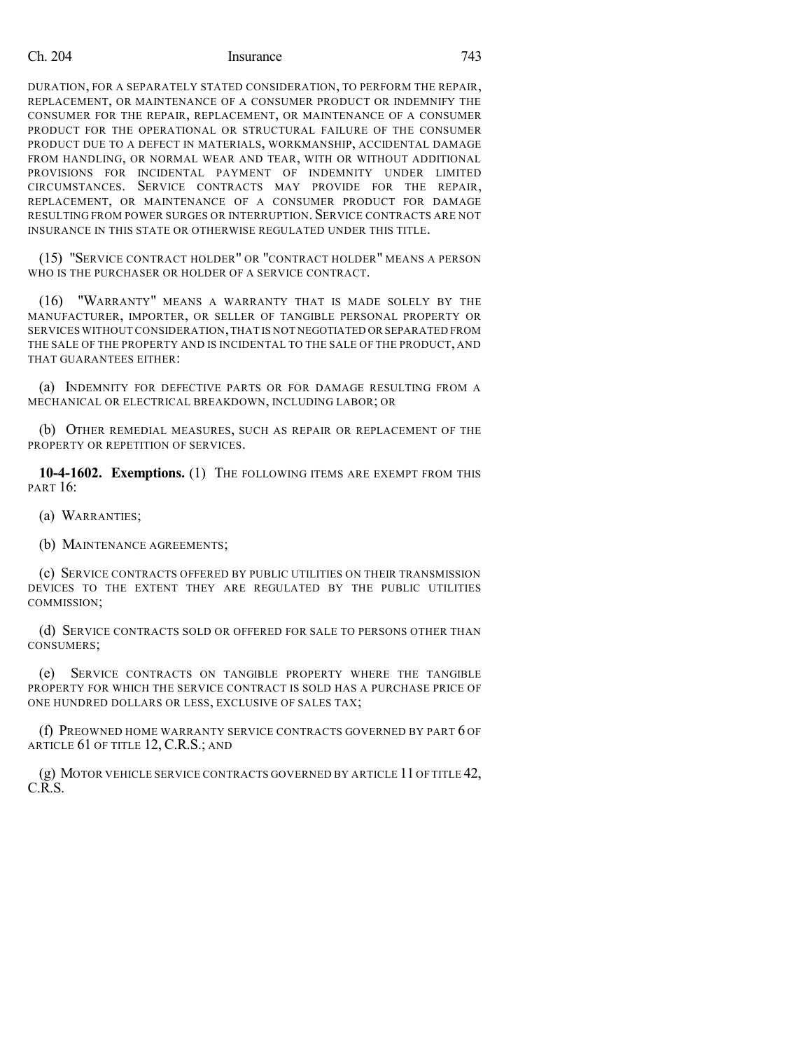DURATION, FOR A SEPARATELY STATED CONSIDERATION, TO PERFORM THE REPAIR, REPLACEMENT, OR MAINTENANCE OF A CONSUMER PRODUCT OR INDEMNIFY THE CONSUMER FOR THE REPAIR, REPLACEMENT, OR MAINTENANCE OF A CONSUMER PRODUCT FOR THE OPERATIONAL OR STRUCTURAL FAILURE OF THE CONSUMER PRODUCT DUE TO A DEFECT IN MATERIALS, WORKMANSHIP, ACCIDENTAL DAMAGE FROM HANDLING, OR NORMAL WEAR AND TEAR, WITH OR WITHOUT ADDITIONAL PROVISIONS FOR INCIDENTAL PAYMENT OF INDEMNITY UNDER LIMITED CIRCUMSTANCES. SERVICE CONTRACTS MAY PROVIDE FOR THE REPAIR, REPLACEMENT, OR MAINTENANCE OF A CONSUMER PRODUCT FOR DAMAGE RESULTING FROM POWER SURGES OR INTERRUPTION. SERVICE CONTRACTS ARE NOT INSURANCE IN THIS STATE OR OTHERWISE REGULATED UNDER THIS TITLE.

(15) "SERVICE CONTRACT HOLDER" OR "CONTRACT HOLDER" MEANS A PERSON WHO IS THE PURCHASER OR HOLDER OF A SERVICE CONTRACT.

(16) "WARRANTY" MEANS A WARRANTY THAT IS MADE SOLELY BY THE MANUFACTURER, IMPORTER, OR SELLER OF TANGIBLE PERSONAL PROPERTY OR SERVICES WITHOUT CONSIDERATION, THAT IS NOT NEGOTIATED OR SEPARATED FROM THE SALE OF THE PROPERTY AND IS INCIDENTAL TO THE SALE OF THE PRODUCT, AND THAT GUARANTEES EITHER:

(a) INDEMNITY FOR DEFECTIVE PARTS OR FOR DAMAGE RESULTING FROM A MECHANICAL OR ELECTRICAL BREAKDOWN, INCLUDING LABOR; OR

(b) OTHER REMEDIAL MEASURES, SUCH AS REPAIR OR REPLACEMENT OF THE PROPERTY OR REPETITION OF SERVICES.

**10-4-1602. Exemptions.** (1) THE FOLLOWING ITEMS ARE EXEMPT FROM THIS PART 16:

(a) WARRANTIES;

(b) MAINTENANCE AGREEMENTS;

(c) SERVICE CONTRACTS OFFERED BY PUBLIC UTILITIES ON THEIR TRANSMISSION DEVICES TO THE EXTENT THEY ARE REGULATED BY THE PUBLIC UTILITIES COMMISSION;

(d) SERVICE CONTRACTS SOLD OR OFFERED FOR SALE TO PERSONS OTHER THAN CONSUMERS;

(e) SERVICE CONTRACTS ON TANGIBLE PROPERTY WHERE THE TANGIBLE PROPERTY FOR WHICH THE SERVICE CONTRACT IS SOLD HAS A PURCHASE PRICE OF ONE HUNDRED DOLLARS OR LESS, EXCLUSIVE OF SALES TAX;

(f) PREOWNED HOME WARRANTY SERVICE CONTRACTS GOVERNED BY PART 6 OF ARTICLE 61 OF TITLE 12, C.R.S.; AND

(g) MOTOR VEHICLE SERVICE CONTRACTS GOVERNED BY ARTICLE 11 OF TITLE 42, C.R.S.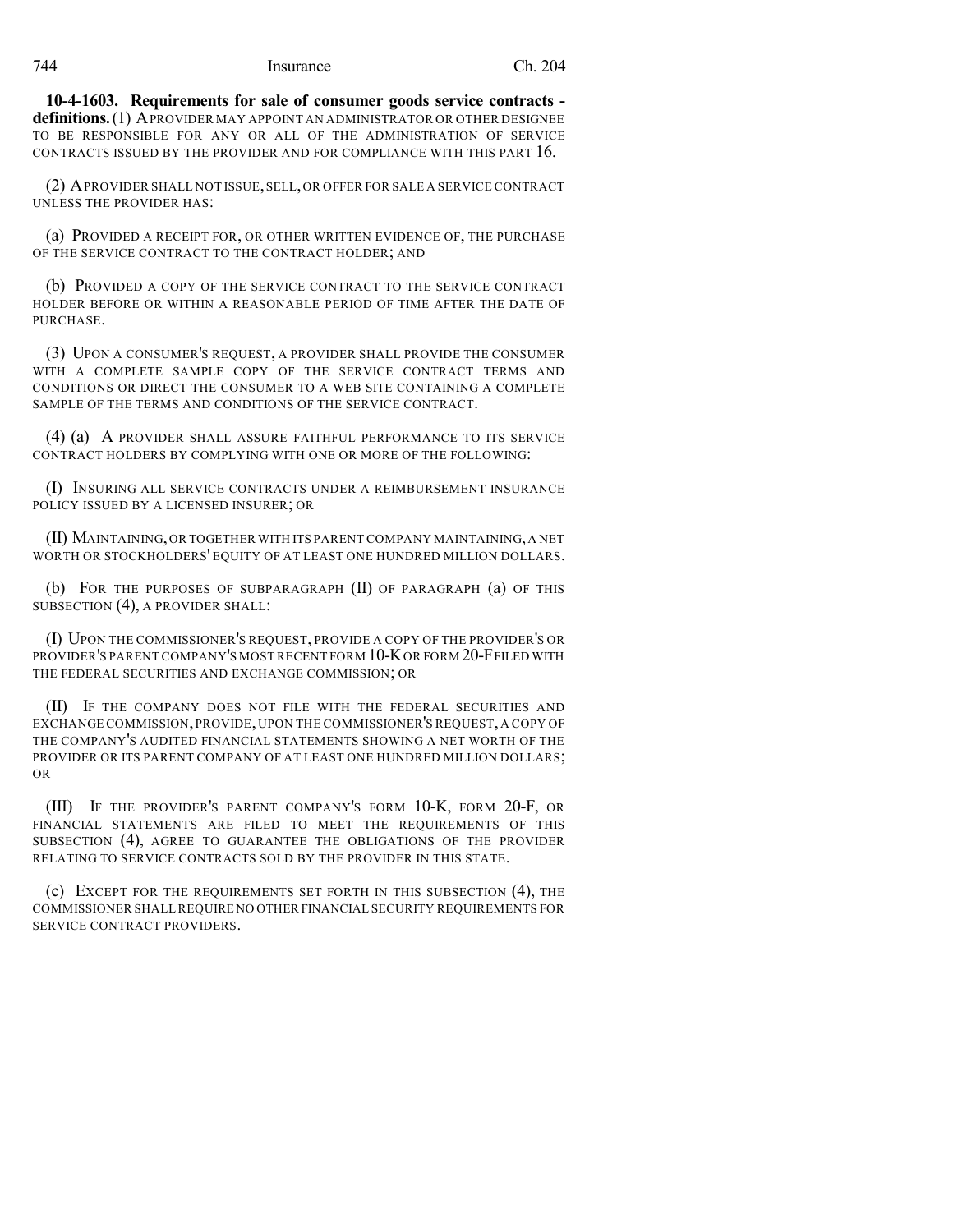**10-4-1603. Requirements for sale of consumer goods service contracts - definitions.** (1) A PROVIDER MAY APPOINT AN ADMINISTRATOR OR OTHER DESIGNEE TO BE RESPONSIBLE FOR ANY OR ALL OF THE ADMINISTRATION OF SERVICE CONTRACTS ISSUED BY THE PROVIDER AND FOR COMPLIANCE WITH THIS PART 16.

(2) A PROVIDER SHALL NOT ISSUE, SELL, OR OFFER FOR SALE A SERVICE CONTRACT UNLESS THE PROVIDER HAS:

(a) PROVIDED A RECEIPT FOR, OR OTHER WRITTEN EVIDENCE OF, THE PURCHASE OF THE SERVICE CONTRACT TO THE CONTRACT HOLDER; AND

(b) PROVIDED A COPY OF THE SERVICE CONTRACT TO THE SERVICE CONTRACT HOLDER BEFORE OR WITHIN A REASONABLE PERIOD OF TIME AFTER THE DATE OF PURCHASE.

(3) UPON A CONSUMER'S REQUEST, A PROVIDER SHALL PROVIDE THE CONSUMER WITH A COMPLETE SAMPLE COPY OF THE SERVICE CONTRACT TERMS AND CONDITIONS OR DIRECT THE CONSUMER TO A WEB SITE CONTAINING A COMPLETE SAMPLE OF THE TERMS AND CONDITIONS OF THE SERVICE CONTRACT.

(4) (a) A PROVIDER SHALL ASSURE FAITHFUL PERFORMANCE TO ITS SERVICE CONTRACT HOLDERS BY COMPLYING WITH ONE OR MORE OF THE FOLLOWING:

(I) INSURING ALL SERVICE CONTRACTS UNDER A REIMBURSEMENT INSURANCE POLICY ISSUED BY A LICENSED INSURER; OR

(II) MAINTAINING, OR TOGETHER WITH ITS PARENT COMPANY MAINTAINING, A NET WORTH OR STOCKHOLDERS' EQUITY OF AT LEAST ONE HUNDRED MILLION DOLLARS.

(b) FOR THE PURPOSES OF SUBPARAGRAPH (II) OF PARAGRAPH (a) OF THIS SUBSECTION (4), A PROVIDER SHALL:

(I) UPON THE COMMISSIONER'S REQUEST, PROVIDE A COPY OF THE PROVIDER'S OR PROVIDER'S PARENT COMPANY'S MOST RECENT FORM 10-K OR FORM 20-F FILED WITH THE FEDERAL SECURITIES AND EXCHANGE COMMISSION; OR

(II) IF THE COMPANY DOES NOT FILE WITH THE FEDERAL SECURITIES AND EXCHANGE COMMISSION, PROVIDE, UPON THE COMMISSIONER'S REQUEST, A COPY OF THE COMPANY'S AUDITED FINANCIAL STATEMENTS SHOWING A NET WORTH OF THE PROVIDER OR ITS PARENT COMPANY OF AT LEAST ONE HUNDRED MILLION DOLLARS; OR

(III) IF THE PROVIDER'S PARENT COMPANY'S FORM 10-K, FORM 20-F, OR FINANCIAL STATEMENTS ARE FILED TO MEET THE REQUIREMENTS OF THIS SUBSECTION (4), AGREE TO GUARANTEE THE OBLIGATIONS OF THE PROVIDER RELATING TO SERVICE CONTRACTS SOLD BY THE PROVIDER IN THIS STATE.

(c) EXCEPT FOR THE REQUIREMENTS SET FORTH IN THIS SUBSECTION (4), THE COMMISSIONER SHALL REQUIRE NO OTHER FINANCIAL SECURITY REQUIREMENTS FOR SERVICE CONTRACT PROVIDERS.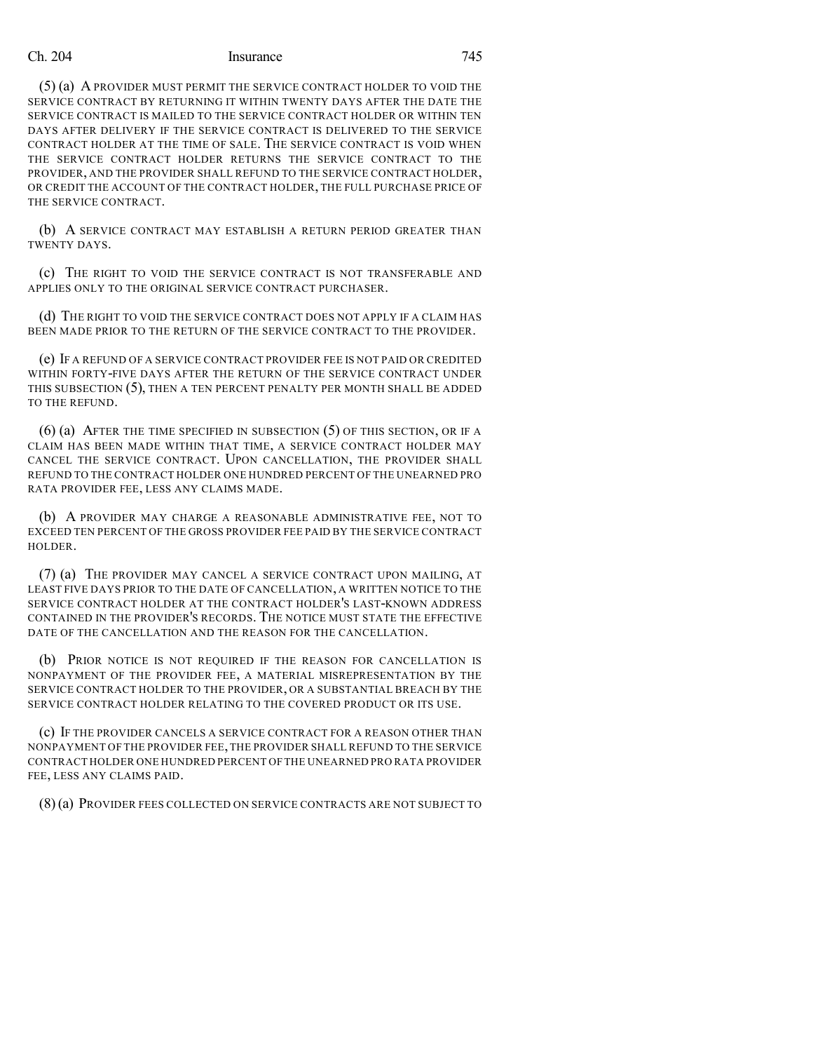(5) (a) A PROVIDER MUST PERMIT THE SERVICE CONTRACT HOLDER TO VOID THE SERVICE CONTRACT BY RETURNING IT WITHIN TWENTY DAYS AFTER THE DATE THE SERVICE CONTRACT IS MAILED TO THE SERVICE CONTRACT HOLDER OR WITHIN TEN DAYS AFTER DELIVERY IF THE SERVICE CONTRACT IS DELIVERED TO THE SERVICE CONTRACT HOLDER AT THE TIME OF SALE. THE SERVICE CONTRACT IS VOID WHEN THE SERVICE CONTRACT HOLDER RETURNS THE SERVICE CONTRACT TO THE PROVIDER, AND THE PROVIDER SHALL REFUND TO THE SERVICE CONTRACT HOLDER, OR CREDIT THE ACCOUNT OF THE CONTRACT HOLDER, THE FULL PURCHASE PRICE OF THE SERVICE CONTRACT.

(b) A SERVICE CONTRACT MAY ESTABLISH A RETURN PERIOD GREATER THAN TWENTY DAYS.

(c) THE RIGHT TO VOID THE SERVICE CONTRACT IS NOT TRANSFERABLE AND APPLIES ONLY TO THE ORIGINAL SERVICE CONTRACT PURCHASER.

(d) THE RIGHT TO VOID THE SERVICE CONTRACT DOES NOT APPLY IF A CLAIM HAS BEEN MADE PRIOR TO THE RETURN OF THE SERVICE CONTRACT TO THE PROVIDER.

(e) IF A REFUND OF A SERVICE CONTRACT PROVIDER FEE IS NOT PAID OR CREDITED WITHIN FORTY-FIVE DAYS AFTER THE RETURN OF THE SERVICE CONTRACT UNDER THIS SUBSECTION (5), THEN A TEN PERCENT PENALTY PER MONTH SHALL BE ADDED TO THE REFUND.

(6) (a) AFTER THE TIME SPECIFIED IN SUBSECTION (5) OF THIS SECTION, OR IF A CLAIM HAS BEEN MADE WITHIN THAT TIME, A SERVICE CONTRACT HOLDER MAY CANCEL THE SERVICE CONTRACT. UPON CANCELLATION, THE PROVIDER SHALL REFUND TO THE CONTRACT HOLDER ONE HUNDRED PERCENT OF THE UNEARNED PRO RATA PROVIDER FEE, LESS ANY CLAIMS MADE.

(b) A PROVIDER MAY CHARGE A REASONABLE ADMINISTRATIVE FEE, NOT TO EXCEED TEN PERCENT OF THE GROSS PROVIDER FEE PAID BY THE SERVICE CONTRACT HOLDER.

(7) (a) THE PROVIDER MAY CANCEL A SERVICE CONTRACT UPON MAILING, AT LEAST FIVE DAYS PRIOR TO THE DATE OF CANCELLATION, A WRITTEN NOTICE TO THE SERVICE CONTRACT HOLDER AT THE CONTRACT HOLDER'S LAST-KNOWN ADDRESS CONTAINED IN THE PROVIDER'S RECORDS. THE NOTICE MUST STATE THE EFFECTIVE DATE OF THE CANCELLATION AND THE REASON FOR THE CANCELLATION.

(b) PRIOR NOTICE IS NOT REQUIRED IF THE REASON FOR CANCELLATION IS NONPAYMENT OF THE PROVIDER FEE, A MATERIAL MISREPRESENTATION BY THE SERVICE CONTRACT HOLDER TO THE PROVIDER, OR A SUBSTANTIAL BREACH BY THE SERVICE CONTRACT HOLDER RELATING TO THE COVERED PRODUCT OR ITS USE.

(c) IF THE PROVIDER CANCELS A SERVICE CONTRACT FOR A REASON OTHER THAN NONPAYMENT OF THE PROVIDER FEE, THE PROVIDER SHALL REFUND TO THE SERVICE CONTRACT HOLDER ONE HUNDRED PERCENT OF THE UNEARNED PRO RATA PROVIDER FEE, LESS ANY CLAIMS PAID.

(8) (a) PROVIDER FEES COLLECTED ON SERVICE CONTRACTS ARE NOT SUBJECT TO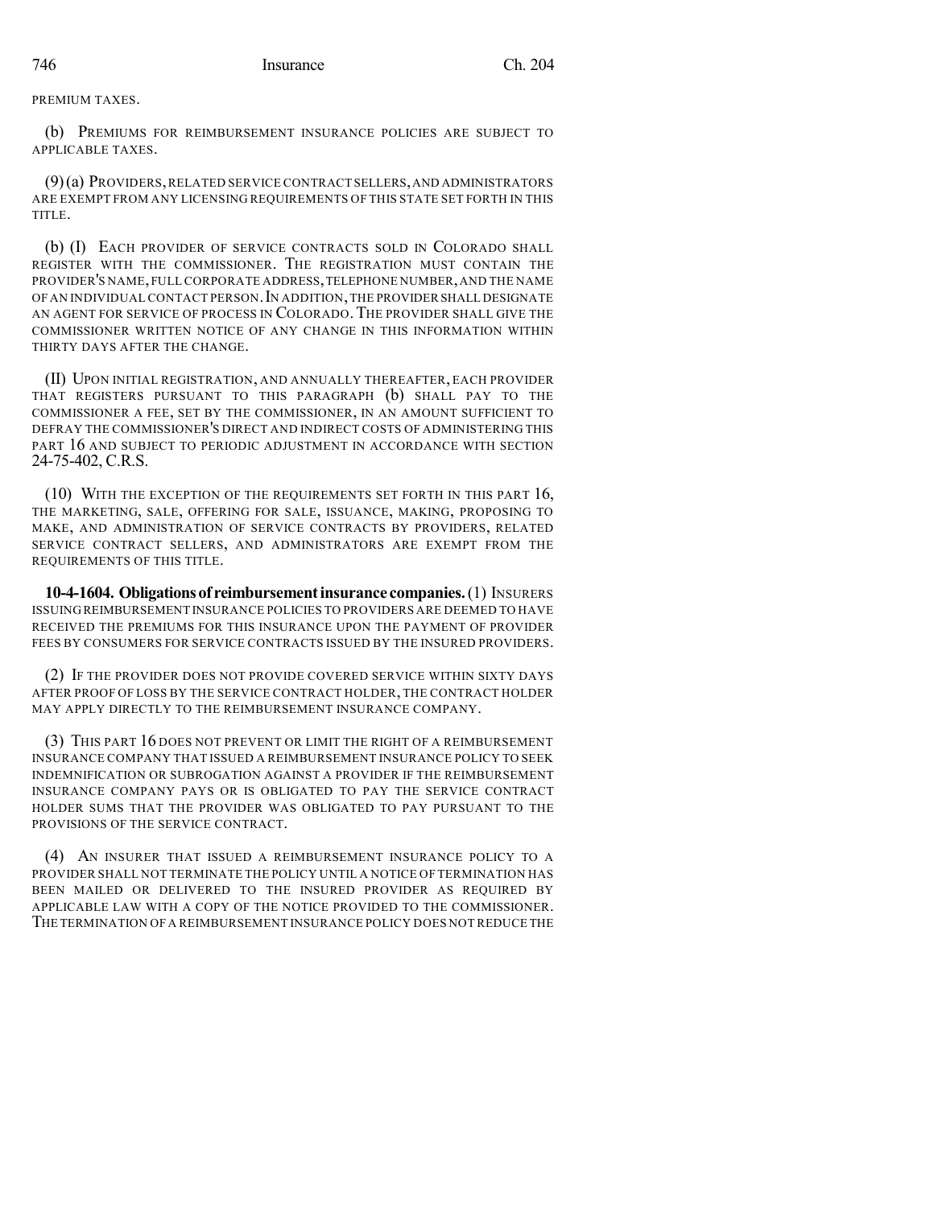PREMIUM TAXES.

(b) PREMIUMS FOR REIMBURSEMENT INSURANCE POLICIES ARE SUBJECT TO APPLICABLE TAXES.

(9) (a) PROVIDERS, RELATED SERVICE CONTRACT SELLERS, AND ADMINISTRATORS ARE EXEMPT FROM ANY LICENSING REQUIREMENTS OF THIS STATE SET FORTH IN THIS TITLE.

(b) (I) EACH PROVIDER OF SERVICE CONTRACTS SOLD IN COLORADO SHALL REGISTER WITH THE COMMISSIONER. THE REGISTRATION MUST CONTAIN THE PROVIDER'S NAME, FULL CORPORATE ADDRESS, TELEPHONE NUMBER, AND THE NAME OF AN INDIVIDUAL CONTACT PERSON. IN ADDITION, THE PROVIDER SHALL DESIGNATE AN AGENT FOR SERVICE OF PROCESS IN COLORADO. THE PROVIDER SHALL GIVE THE COMMISSIONER WRITTEN NOTICE OF ANY CHANGE IN THIS INFORMATION WITHIN THIRTY DAYS AFTER THE CHANGE.

(II) UPON INITIAL REGISTRATION, AND ANNUALLY THEREAFTER, EACH PROVIDER THAT REGISTERS PURSUANT TO THIS PARAGRAPH (b) SHALL PAY TO THE COMMISSIONER A FEE, SET BY THE COMMISSIONER, IN AN AMOUNT SUFFICIENT TO DEFRAY THE COMMISSIONER'S DIRECT AND INDIRECT COSTS OF ADMINISTERING THIS PART 16 AND SUBJECT TO PERIODIC ADJUSTMENT IN ACCORDANCE WITH SECTION 24-75-402, C.R.S.

(10) WITH THE EXCEPTION OF THE REQUIREMENTS SET FORTH IN THIS PART 16, THE MARKETING, SALE, OFFERING FOR SALE, ISSUANCE, MAKING, PROPOSING TO MAKE, AND ADMINISTRATION OF SERVICE CONTRACTS BY PROVIDERS, RELATED SERVICE CONTRACT SELLERS, AND ADMINISTRATORS ARE EXEMPT FROM THE REQUIREMENTS OF THIS TITLE.

**10-4-1604. Obligations of reimbursement insurance companies.** (1) INSURERS ISSUING REIMBURSEMENT INSURANCE POLICIES TO PROVIDERS ARE DEEMED TO HAVE RECEIVED THE PREMIUMS FOR THIS INSURANCE UPON THE PAYMENT OF PROVIDER FEES BY CONSUMERS FOR SERVICE CONTRACTS ISSUED BY THE INSURED PROVIDERS.

(2) IF THE PROVIDER DOES NOT PROVIDE COVERED SERVICE WITHIN SIXTY DAYS AFTER PROOF OF LOSS BY THE SERVICE CONTRACT HOLDER, THE CONTRACT HOLDER MAY APPLY DIRECTLY TO THE REIMBURSEMENT INSURANCE COMPANY.

(3) THIS PART 16 DOES NOT PREVENT OR LIMIT THE RIGHT OF A REIMBURSEMENT INSURANCE COMPANY THAT ISSUED A REIMBURSEMENT INSURANCE POLICY TO SEEK INDEMNIFICATION OR SUBROGATION AGAINST A PROVIDER IF THE REIMBURSEMENT INSURANCE COMPANY PAYS OR IS OBLIGATED TO PAY THE SERVICE CONTRACT HOLDER SUMS THAT THE PROVIDER WAS OBLIGATED TO PAY PURSUANT TO THE PROVISIONS OF THE SERVICE CONTRACT.

(4) AN INSURER THAT ISSUED A REIMBURSEMENT INSURANCE POLICY TO A PROVIDER SHALL NOT TERMINATE THE POLICY UNTIL A NOTICE OF TERMINATION HAS BEEN MAILED OR DELIVERED TO THE INSURED PROVIDER AS REQUIRED BY APPLICABLE LAW WITH A COPY OF THE NOTICE PROVIDED TO THE COMMISSIONER. THE TERMINATION OF A REIMBURSEMENT INSURANCE POLICY DOES NOT REDUCE THE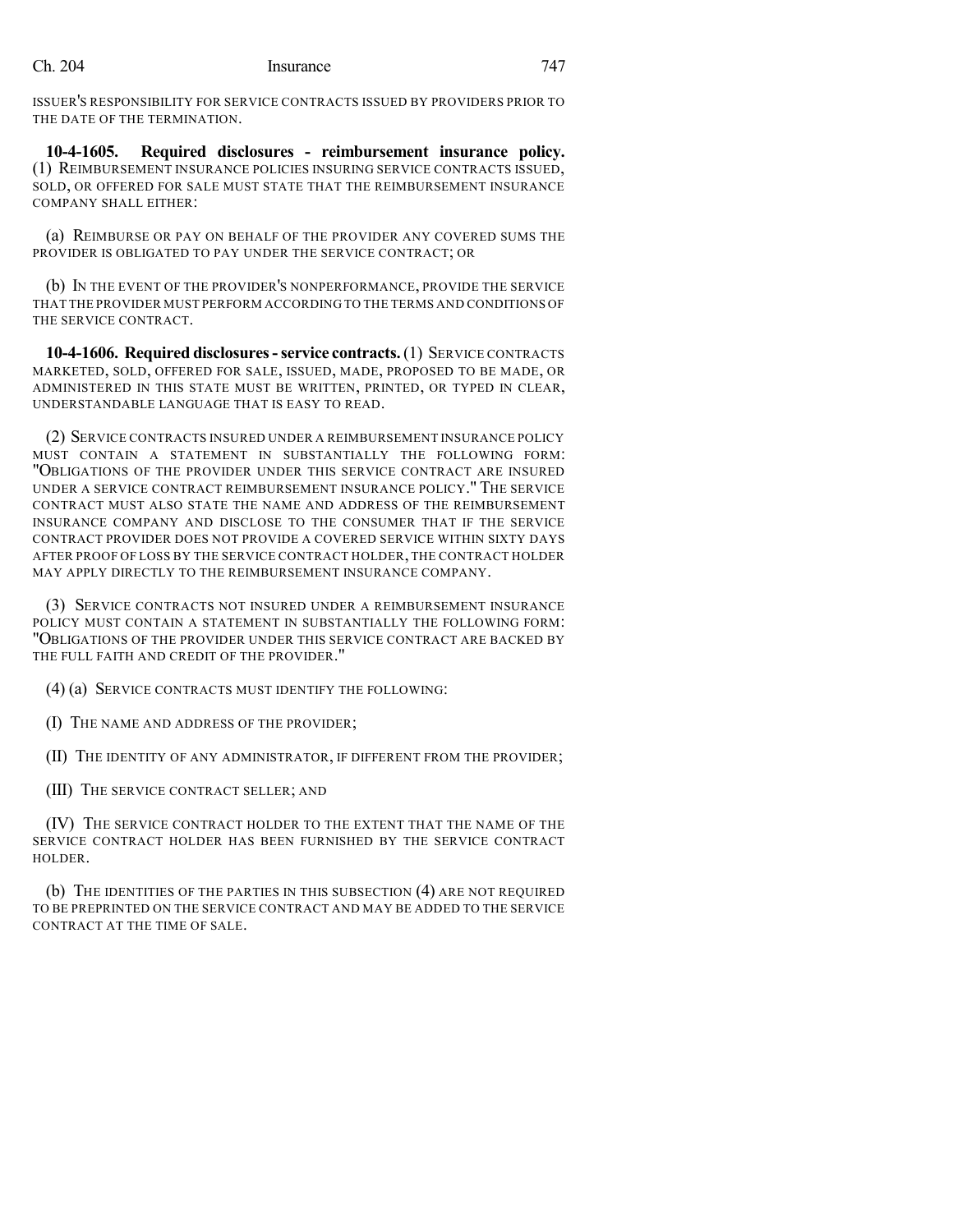ISSUER'S RESPONSIBILITY FOR SERVICE CONTRACTS ISSUED BY PROVIDERS PRIOR TO THE DATE OF THE TERMINATION.

**10-4-1605. Required disclosures - reimbursement insurance policy.** (1) REIMBURSEMENT INSURANCE POLICIES INSURING SERVICE CONTRACTS ISSUED, SOLD, OR OFFERED FOR SALE MUST STATE THAT THE REIMBURSEMENT INSURANCE COMPANY SHALL EITHER:

(a) REIMBURSE OR PAY ON BEHALF OF THE PROVIDER ANY COVERED SUMS THE PROVIDER IS OBLIGATED TO PAY UNDER THE SERVICE CONTRACT; OR

(b) IN THE EVENT OF THE PROVIDER'S NONPERFORMANCE, PROVIDE THE SERVICE THAT THE PROVIDER MUST PERFORM ACCORDING TO THE TERMS AND CONDITIONS OF THE SERVICE CONTRACT.

**10-4-1606. Required disclosures - service contracts.** (1) SERVICE CONTRACTS MARKETED, SOLD, OFFERED FOR SALE, ISSUED, MADE, PROPOSED TO BE MADE, OR ADMINISTERED IN THIS STATE MUST BE WRITTEN, PRINTED, OR TYPED IN CLEAR, UNDERSTANDABLE LANGUAGE THAT IS EASY TO READ.

(2) SERVICE CONTRACTS INSURED UNDER A REIMBURSEMENT INSURANCE POLICY MUST CONTAIN A STATEMENT IN SUBSTANTIALLY THE FOLLOWING FORM: "OBLIGATIONS OF THE PROVIDER UNDER THIS SERVICE CONTRACT ARE INSURED UNDER A SERVICE CONTRACT REIMBURSEMENT INSURANCE POLICY." THE SERVICE CONTRACT MUST ALSO STATE THE NAME AND ADDRESS OF THE REIMBURSEMENT INSURANCE COMPANY AND DISCLOSE TO THE CONSUMER THAT IF THE SERVICE CONTRACT PROVIDER DOES NOT PROVIDE A COVERED SERVICE WITHIN SIXTY DAYS AFTER PROOF OF LOSS BY THE SERVICE CONTRACT HOLDER, THE CONTRACT HOLDER MAY APPLY DIRECTLY TO THE REIMBURSEMENT INSURANCE COMPANY.

(3) SERVICE CONTRACTS NOT INSURED UNDER A REIMBURSEMENT INSURANCE POLICY MUST CONTAIN A STATEMENT IN SUBSTANTIALLY THE FOLLOWING FORM: "OBLIGATIONS OF THE PROVIDER UNDER THIS SERVICE CONTRACT ARE BACKED BY THE FULL FAITH AND CREDIT OF THE PROVIDER."

(4) (a) SERVICE CONTRACTS MUST IDENTIFY THE FOLLOWING:

(I) THE NAME AND ADDRESS OF THE PROVIDER;

(II) THE IDENTITY OF ANY ADMINISTRATOR, IF DIFFERENT FROM THE PROVIDER;

(III) THE SERVICE CONTRACT SELLER; AND

(IV) THE SERVICE CONTRACT HOLDER TO THE EXTENT THAT THE NAME OF THE SERVICE CONTRACT HOLDER HAS BEEN FURNISHED BY THE SERVICE CONTRACT HOLDER.

(b) THE IDENTITIES OF THE PARTIES IN THIS SUBSECTION (4) ARE NOT REQUIRED TO BE PREPRINTED ON THE SERVICE CONTRACT AND MAY BE ADDED TO THE SERVICE CONTRACT AT THE TIME OF SALE.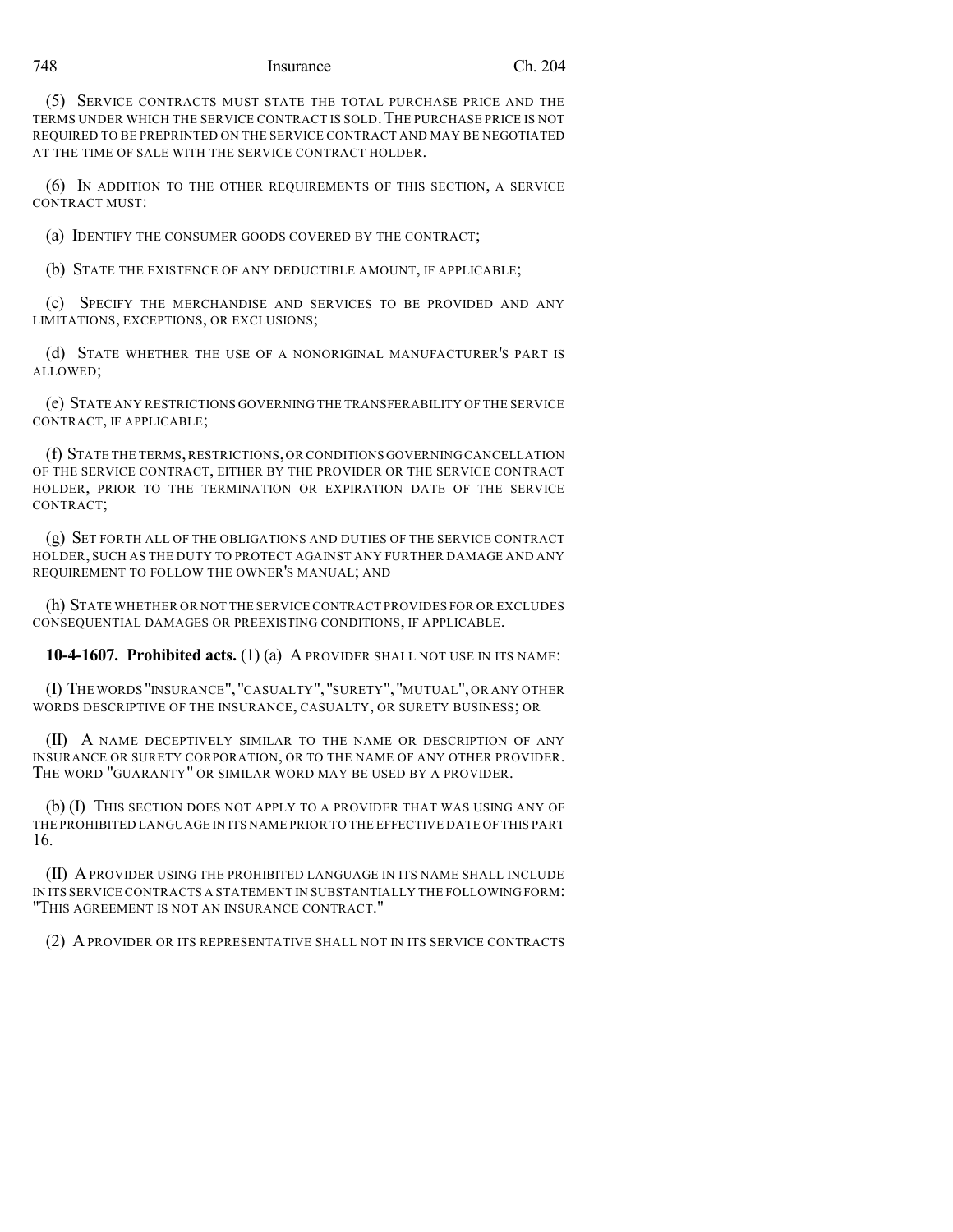(5) SERVICE CONTRACTS MUST STATE THE TOTAL PURCHASE PRICE AND THE TERMS UNDER WHICH THE SERVICE CONTRACT IS SOLD. THE PURCHASE PRICE IS NOT REQUIRED TO BE PREPRINTED ON THE SERVICE CONTRACT AND MAY BE NEGOTIATED AT THE TIME OF SALE WITH THE SERVICE CONTRACT HOLDER.

(6) IN ADDITION TO THE OTHER REQUIREMENTS OF THIS SECTION, A SERVICE CONTRACT MUST:

(a) IDENTIFY THE CONSUMER GOODS COVERED BY THE CONTRACT;

(b) STATE THE EXISTENCE OF ANY DEDUCTIBLE AMOUNT, IF APPLICABLE;

(c) SPECIFY THE MERCHANDISE AND SERVICES TO BE PROVIDED AND ANY LIMITATIONS, EXCEPTIONS, OR EXCLUSIONS;

(d) STATE WHETHER THE USE OF A NONORIGINAL MANUFACTURER'S PART IS ALLOWED;

(e) STATE ANY RESTRICTIONS GOVERNING THE TRANSFERABILITY OF THE SERVICE CONTRACT, IF APPLICABLE;

(f) STATE THE TERMS, RESTRICTIONS, OR CONDITIONS GOVERNING CANCELLATION OF THE SERVICE CONTRACT, EITHER BY THE PROVIDER OR THE SERVICE CONTRACT HOLDER, PRIOR TO THE TERMINATION OR EXPIRATION DATE OF THE SERVICE CONTRACT;

(g) SET FORTH ALL OF THE OBLIGATIONS AND DUTIES OF THE SERVICE CONTRACT HOLDER, SUCH AS THE DUTY TO PROTECT AGAINST ANY FURTHER DAMAGE AND ANY REQUIREMENT TO FOLLOW THE OWNER'S MANUAL; AND

(h) STATE WHETHER OR NOT THE SERVICE CONTRACT PROVIDES FOR OR EXCLUDES CONSEQUENTIAL DAMAGES OR PREEXISTING CONDITIONS, IF APPLICABLE.

**10-4-1607. Prohibited acts.** (1) (a) A PROVIDER SHALL NOT USE IN ITS NAME:

(I) THE WORDS "INSURANCE", "CASUALTY", "SURETY", "MUTUAL", OR ANY OTHER WORDS DESCRIPTIVE OF THE INSURANCE, CASUALTY, OR SURETY BUSINESS; OR

(II) A NAME DECEPTIVELY SIMILAR TO THE NAME OR DESCRIPTION OF ANY INSURANCE OR SURETY CORPORATION, OR TO THE NAME OF ANY OTHER PROVIDER. THE WORD "GUARANTY" OR SIMILAR WORD MAY BE USED BY A PROVIDER.

(b) (I) THIS SECTION DOES NOT APPLY TO A PROVIDER THAT WAS USING ANY OF THE PROHIBITED LANGUAGE IN ITS NAME PRIOR TO THE EFFECTIVE DATE OF THIS PART 16.

(II) A PROVIDER USING THE PROHIBITED LANGUAGE IN ITS NAME SHALL INCLUDE IN ITS SERVICE CONTRACTS A STATEMENT IN SUBSTANTIALLY THE FOLLOWING FORM: "THIS AGREEMENT IS NOT AN INSURANCE CONTRACT."

(2) A PROVIDER OR ITS REPRESENTATIVE SHALL NOT IN ITS SERVICE CONTRACTS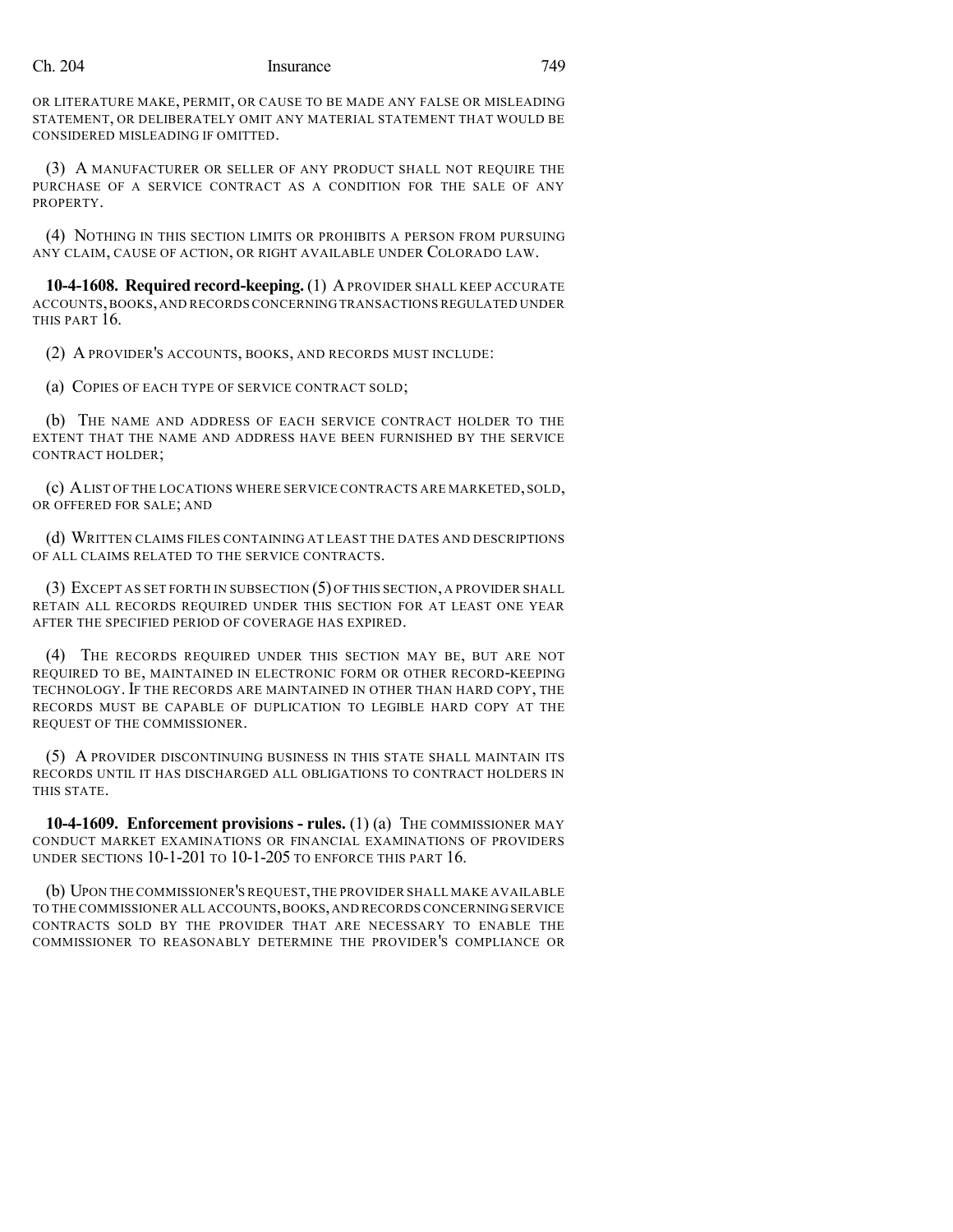OR LITERATURE MAKE, PERMIT, OR CAUSE TO BE MADE ANY FALSE OR MISLEADING STATEMENT, OR DELIBERATELY OMIT ANY MATERIAL STATEMENT THAT WOULD BE CONSIDERED MISLEADING IF OMITTED.

(3) A MANUFACTURER OR SELLER OF ANY PRODUCT SHALL NOT REQUIRE THE PURCHASE OF A SERVICE CONTRACT AS A CONDITION FOR THE SALE OF ANY PROPERTY.

(4) NOTHING IN THIS SECTION LIMITS OR PROHIBITS A PERSON FROM PURSUING ANY CLAIM, CAUSE OF ACTION, OR RIGHT AVAILABLE UNDER COLORADO LAW.

**10-4-1608. Required record-keeping.** (1) A PROVIDER SHALL KEEP ACCURATE ACCOUNTS, BOOKS, AND RECORDS CONCERNING TRANSACTIONS REGULATED UNDER THIS PART 16.

(2) A PROVIDER'S ACCOUNTS, BOOKS, AND RECORDS MUST INCLUDE:

(a) COPIES OF EACH TYPE OF SERVICE CONTRACT SOLD;

(b) THE NAME AND ADDRESS OF EACH SERVICE CONTRACT HOLDER TO THE EXTENT THAT THE NAME AND ADDRESS HAVE BEEN FURNISHED BY THE SERVICE CONTRACT HOLDER;

(c) A LIST OF THE LOCATIONS WHERE SERVICE CONTRACTS ARE MARKETED, SOLD, OR OFFERED FOR SALE; AND

(d) WRITTEN CLAIMS FILES CONTAINING AT LEAST THE DATES AND DESCRIPTIONS OF ALL CLAIMS RELATED TO THE SERVICE CONTRACTS.

(3) EXCEPT AS SET FORTH IN SUBSECTION (5) OF THIS SECTION, A PROVIDER SHALL RETAIN ALL RECORDS REQUIRED UNDER THIS SECTION FOR AT LEAST ONE YEAR AFTER THE SPECIFIED PERIOD OF COVERAGE HAS EXPIRED.

(4) THE RECORDS REQUIRED UNDER THIS SECTION MAY BE, BUT ARE NOT REQUIRED TO BE, MAINTAINED IN ELECTRONIC FORM OR OTHER RECORD-KEEPING TECHNOLOGY. IF THE RECORDS ARE MAINTAINED IN OTHER THAN HARD COPY, THE RECORDS MUST BE CAPABLE OF DUPLICATION TO LEGIBLE HARD COPY AT THE REQUEST OF THE COMMISSIONER.

(5) A PROVIDER DISCONTINUING BUSINESS IN THIS STATE SHALL MAINTAIN ITS RECORDS UNTIL IT HAS DISCHARGED ALL OBLIGATIONS TO CONTRACT HOLDERS IN THIS STATE.

**10-4-1609. Enforcement provisions - rules.** (1) (a) THE COMMISSIONER MAY CONDUCT MARKET EXAMINATIONS OR FINANCIAL EXAMINATIONS OF PROVIDERS UNDER SECTIONS 10-1-201 TO 10-1-205 TO ENFORCE THIS PART 16.

(b) UPON THE COMMISSIONER'S REQUEST, THE PROVIDER SHALL MAKE AVAILABLE TO THE COMMISSIONER ALL ACCOUNTS, BOOKS, AND RECORDS CONCERNING SERVICE CONTRACTS SOLD BY THE PROVIDER THAT ARE NECESSARY TO ENABLE THE COMMISSIONER TO REASONABLY DETERMINE THE PROVIDER'S COMPLIANCE OR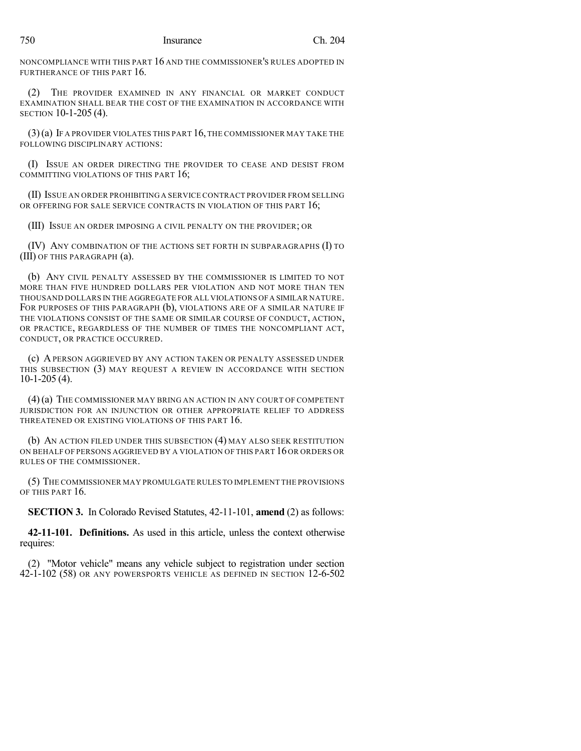NONCOMPLIANCE WITH THIS PART 16 AND THE COMMISSIONER'S RULES ADOPTED IN FURTHERANCE OF THIS PART 16.

(2) THE PROVIDER EXAMINED IN ANY FINANCIAL OR MARKET CONDUCT EXAMINATION SHALL BEAR THE COST OF THE EXAMINATION IN ACCORDANCE WITH SECTION 10-1-205 (4).

(3) (a) IF A PROVIDER VIOLATES THIS PART 16, THE COMMISSIONER MAY TAKE THE FOLLOWING DISCIPLINARY ACTIONS:

(I) ISSUE AN ORDER DIRECTING THE PROVIDER TO CEASE AND DESIST FROM COMMITTING VIOLATIONS OF THIS PART 16;

(II) ISSUE AN ORDER PROHIBITING A SERVICE CONTRACT PROVIDER FROM SELLING OR OFFERING FOR SALE SERVICE CONTRACTS IN VIOLATION OF THIS PART 16;

(III) ISSUE AN ORDER IMPOSING A CIVIL PENALTY ON THE PROVIDER; OR

(IV) ANY COMBINATION OF THE ACTIONS SET FORTH IN SUBPARAGRAPHS (I) TO (III) OF THIS PARAGRAPH (a).

(b) ANY CIVIL PENALTY ASSESSED BY THE COMMISSIONER IS LIMITED TO NOT MORE THAN FIVE HUNDRED DOLLARS PER VIOLATION AND NOT MORE THAN TEN THOUSAND DOLLARS IN THE AGGREGATE FOR ALL VIOLATIONS OF A SIMILAR NATURE. FOR PURPOSES OF THIS PARAGRAPH (b), VIOLATIONS ARE OF A SIMILAR NATURE IF THE VIOLATIONS CONSIST OF THE SAME OR SIMILAR COURSE OF CONDUCT, ACTION, OR PRACTICE, REGARDLESS OF THE NUMBER OF TIMES THE NONCOMPLIANT ACT, CONDUCT, OR PRACTICE OCCURRED.

(c) A PERSON AGGRIEVED BY ANY ACTION TAKEN OR PENALTY ASSESSED UNDER THIS SUBSECTION (3) MAY REQUEST A REVIEW IN ACCORDANCE WITH SECTION 10-1-205 (4).

(4) (a) THE COMMISSIONER MAY BRING AN ACTION IN ANY COURT OF COMPETENT JURISDICTION FOR AN INJUNCTION OR OTHER APPROPRIATE RELIEF TO ADDRESS THREATENED OR EXISTING VIOLATIONS OF THIS PART 16.

(b) AN ACTION FILED UNDER THIS SUBSECTION (4) MAY ALSO SEEK RESTITUTION ON BEHALF OF PERSONS AGGRIEVED BY A VIOLATION OF THIS PART 16 OR ORDERS OR RULES OF THE COMMISSIONER.

(5) THE COMMISSIONER MAY PROMULGATE RULES TO IMPLEMENT THE PROVISIONS OF THIS PART 16.

**SECTION 3.** In Colorado Revised Statutes, 42-11-101, **amend** (2) as follows:

**42-11-101. Definitions.** As used in this article, unless the context otherwise requires:

(2) "Motor vehicle" means any vehicle subject to registration under section 42-1-102 (58) OR ANY POWERSPORTS VEHICLE AS DEFINED IN SECTION 12-6-502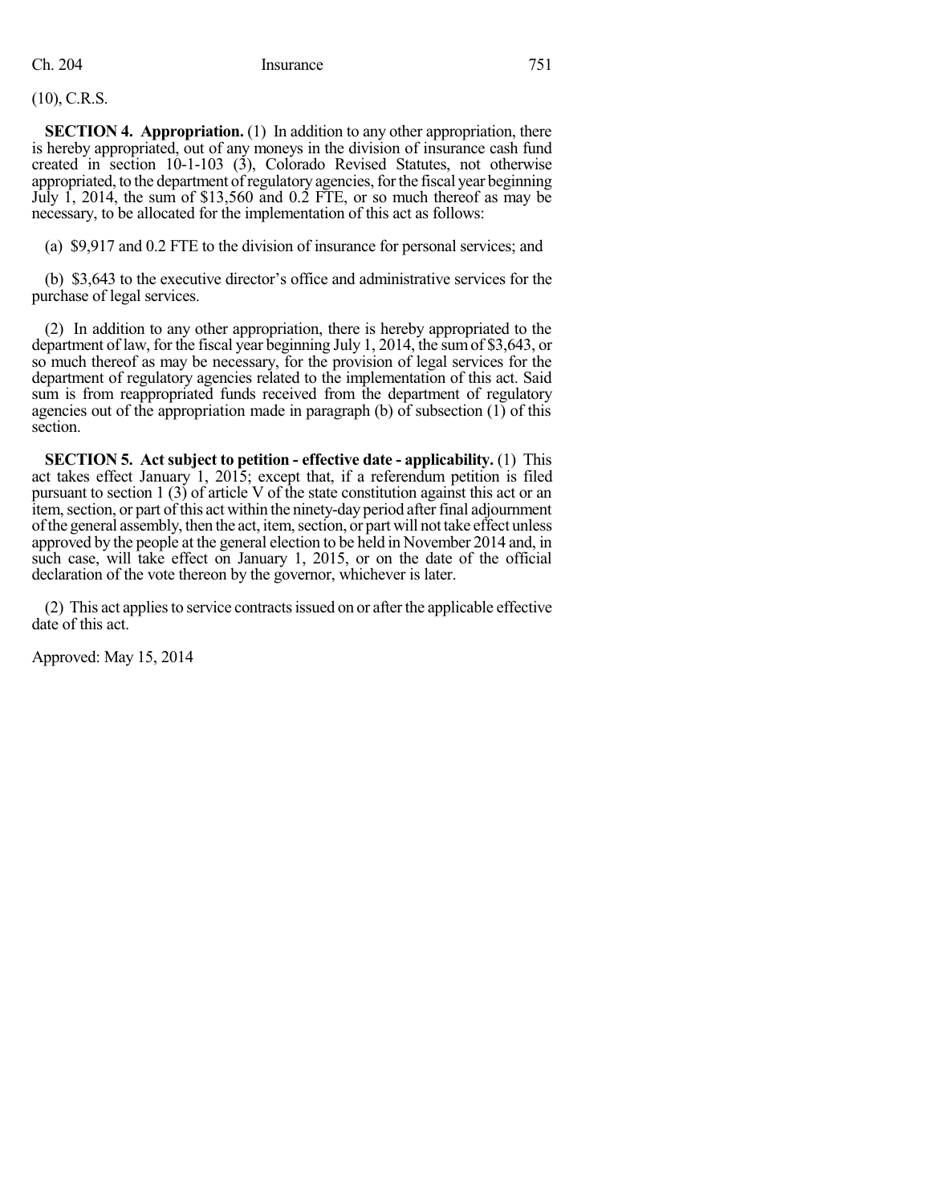(10), C.R.S.

**SECTION 4. Appropriation.** (1) In addition to any other appropriation, there is hereby appropriated, out of any moneys in the division of insurance cash fund created in section 10-1-103 (3), Colorado Revised Statutes, not otherwise appropriated, to the department of regulatory agencies, for the fiscal year beginning July 1, 2014, the sum of $13,560 and 0.2 FTE, or so much thereof as may be necessary, to be allocated for the implementation of this act as follows:

(a) $9,917 and 0.2 FTE to the division of insurance for personal services; and

(b) $3,643 to the executive director's office and administrative services for the purchase of legal services.

(2) In addition to any other appropriation, there is hereby appropriated to the department of law, for the fiscal year beginning July 1, 2014, the sum of $3,643, or so much thereof as may be necessary, for the provision of legal services for the department of regulatory agencies related to the implementation of this act. Said sum is from reappropriated funds received from the department of regulatory agencies out of the appropriation made in paragraph (b) of subsection (1) of this section.

**SECTION 5. Act subject to petition - effective date - applicability.** (1) This act takes effect January 1, 2015; except that, if a referendum petition is filed pursuant to section 1 (3) of article V of the state constitution against this act or an item, section, or part of this act within the ninety-day period after final adjournment of the general assembly, then the act, item, section, or part will not take effect unless approved by the people at the general election to be held in November 2014 and, in such case, will take effect on January 1, 2015, or on the date of the official declaration of the vote thereon by the governor, whichever is later.

(2) This act applies to service contracts issued on or after the applicable effective date of this act.

Approved: May 15, 2014